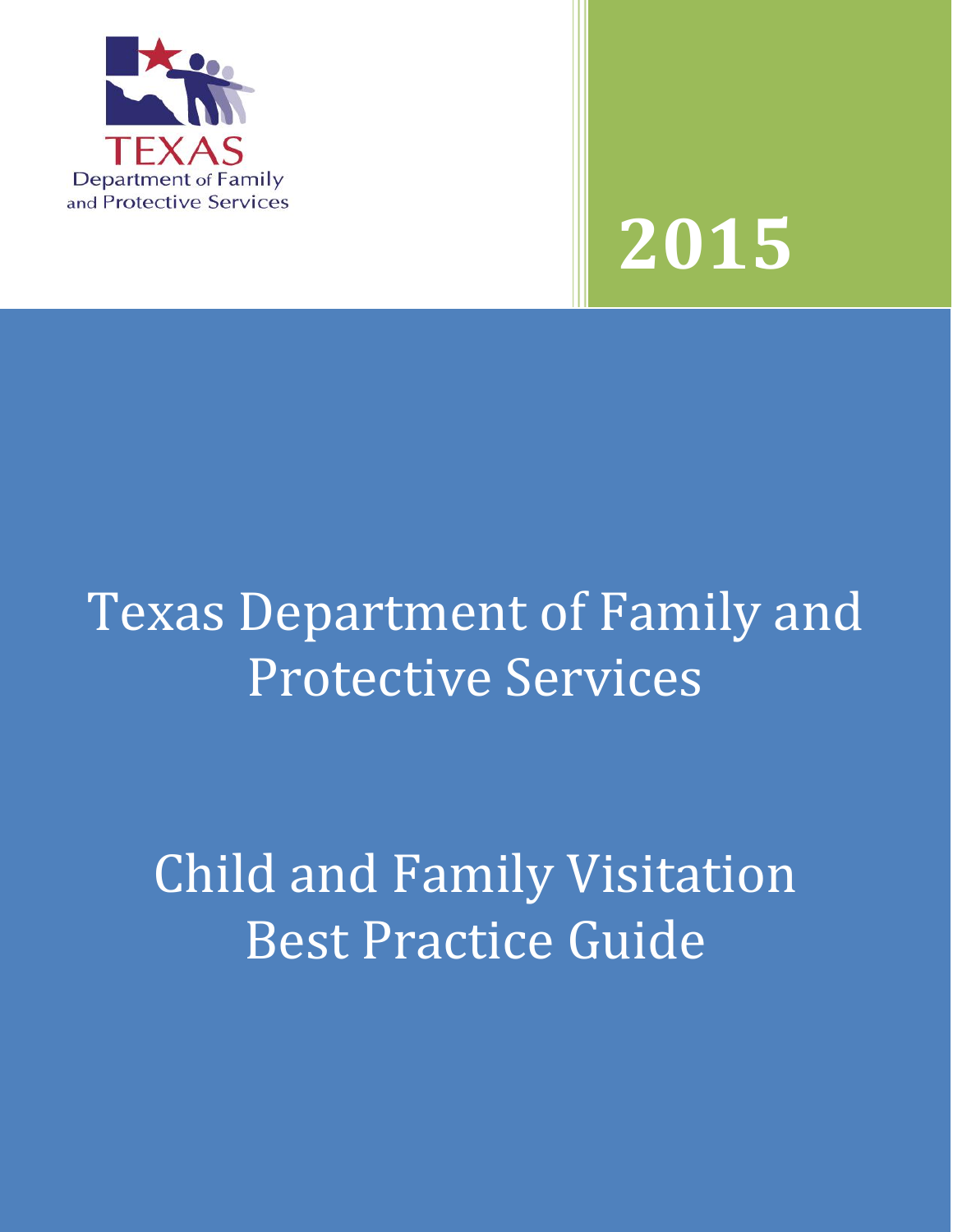TEXAS
Department of Family
and Protective Services

**2015**

# Texas Department of Family and Protective Services

# Child and Family Visitation Best Practice Guide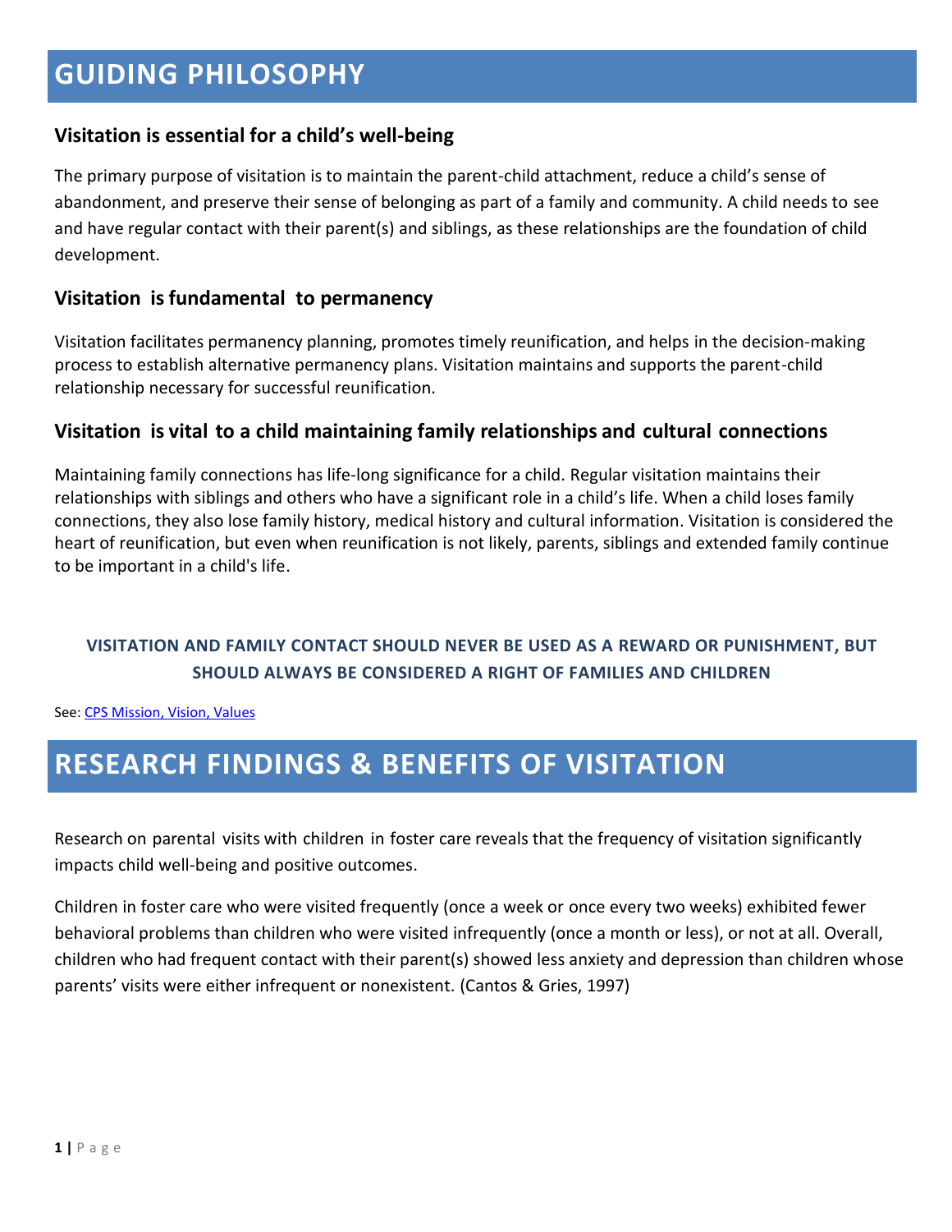# GUIDING PHILOSOPHY

### Visitation is essential for a child's well-being

The primary purpose of visitation is to maintain the parent-child attachment, reduce a child's sense of abandonment, and preserve their sense of belonging as part of a family and community. A child needs to see and have regular contact with their parent(s) and siblings, as these relationships are the foundation of child development.

### Visitation is fundamental to permanency

Visitation facilitates permanency planning, promotes timely reunification, and helps in the decision-making process to establish alternative permanency plans. Visitation maintains and supports the parent-child relationship necessary for successful reunification.

### Visitation is vital to a child maintaining family relationships and cultural connections

Maintaining family connections has life-long significance for a child. Regular visitation maintains their relationships with siblings and others who have a significant role in a child's life. When a child loses family connections, they also lose family history, medical history and cultural information. Visitation is considered the heart of reunification, but even when reunification is not likely, parents, siblings and extended family continue to be important in a child's life.

**VISITATION AND FAMILY CONTACT SHOULD NEVER BE USED AS A REWARD OR PUNISHMENT, BUT SHOULD ALWAYS BE CONSIDERED A RIGHT OF FAMILIES AND CHILDREN**

See: CPS Mission, Vision, Values

# RESEARCH FINDINGS & BENEFITS OF VISITATION

Research on parental visits with children in foster care reveals that the frequency of visitation significantly impacts child well-being and positive outcomes.

Children in foster care who were visited frequently (once a week or once every two weeks) exhibited fewer behavioral problems than children who were visited infrequently (once a month or less), or not at all. Overall, children who had frequent contact with their parent(s) showed less anxiety and depression than children whose parents' visits were either infrequent or nonexistent. (Cantos & Gries, 1997)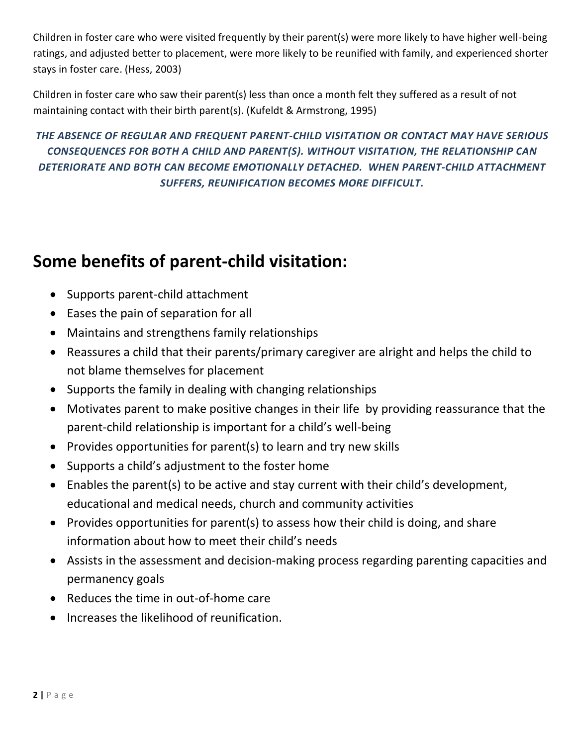Children in foster care who were visited frequently by their parent(s) were more likely to have higher well-being ratings, and adjusted better to placement, were more likely to be reunified with family, and experienced shorter stays in foster care. (Hess, 2003)

Children in foster care who saw their parent(s) less than once a month felt they suffered as a result of not maintaining contact with their birth parent(s). (Kufeldt & Armstrong, 1995)

***THE ABSENCE OF REGULAR AND FREQUENT PARENT-CHILD VISITATION OR CONTACT MAY HAVE SERIOUS CONSEQUENCES FOR BOTH A CHILD AND PARENT(S). WITHOUT VISITATION, THE RELATIONSHIP CAN DETERIORATE AND BOTH CAN BECOME EMOTIONALLY DETACHED. WHEN PARENT-CHILD ATTACHMENT SUFFERS, REUNIFICATION BECOMES MORE DIFFICULT.***

# Some benefits of parent-child visitation:

- Supports parent-child attachment
- Eases the pain of separation for all
- Maintains and strengthens family relationships
- Reassures a child that their parents/primary caregiver are alright and helps the child to not blame themselves for placement
- Supports the family in dealing with changing relationships
- Motivates parent to make positive changes in their life by providing reassurance that the parent-child relationship is important for a child's well-being
- Provides opportunities for parent(s) to learn and try new skills
- Supports a child's adjustment to the foster home
- Enables the parent(s) to be active and stay current with their child's development, educational and medical needs, church and community activities
- Provides opportunities for parent(s) to assess how their child is doing, and share information about how to meet their child's needs
- Assists in the assessment and decision-making process regarding parenting capacities and permanency goals
- Reduces the time in out-of-home care
- Increases the likelihood of reunification.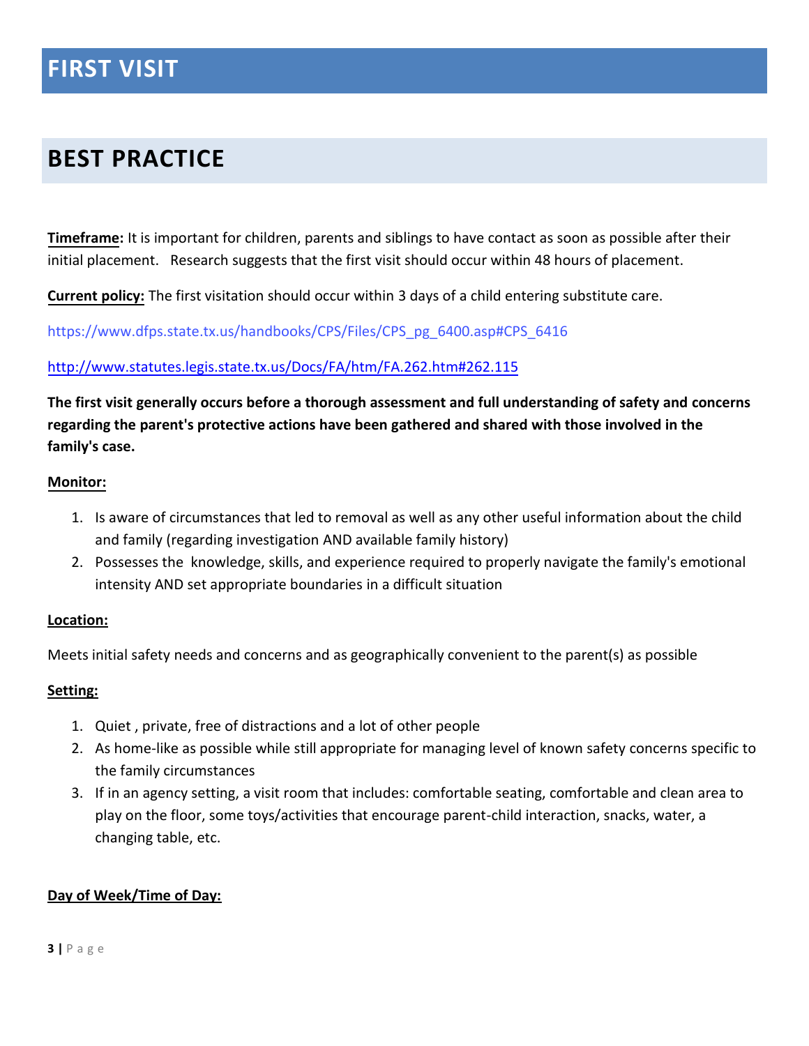# FIRST VISIT

## BEST PRACTICE

**Timeframe:** It is important for children, parents and siblings to have contact as soon as possible after their initial placement. Research suggests that the first visit should occur within 48 hours of placement.

**Current policy:** The first visitation should occur within 3 days of a child entering substitute care.

https://www.dfps.state.tx.us/handbooks/CPS/Files/CPS_pg_6400.asp#CPS_6416

http://www.statutes.legis.state.tx.us/Docs/FA/htm/FA.262.htm#262.115

**The first visit generally occurs before a thorough assessment and full understanding of safety and concerns regarding the parent's protective actions have been gathered and shared with those involved in the family's case.**

**Monitor:**

1. Is aware of circumstances that led to removal as well as any other useful information about the child and family (regarding investigation AND available family history)
2. Possesses the knowledge, skills, and experience required to properly navigate the family's emotional intensity AND set appropriate boundaries in a difficult situation

**Location:**

Meets initial safety needs and concerns and as geographically convenient to the parent(s) as possible

**Setting:**

1. Quiet , private, free of distractions and a lot of other people
2. As home-like as possible while still appropriate for managing level of known safety concerns specific to the family circumstances
3. If in an agency setting, a visit room that includes: comfortable seating, comfortable and clean area to play on the floor, some toys/activities that encourage parent-child interaction, snacks, water, a changing table, etc.

**Day of Week/Time of Day:**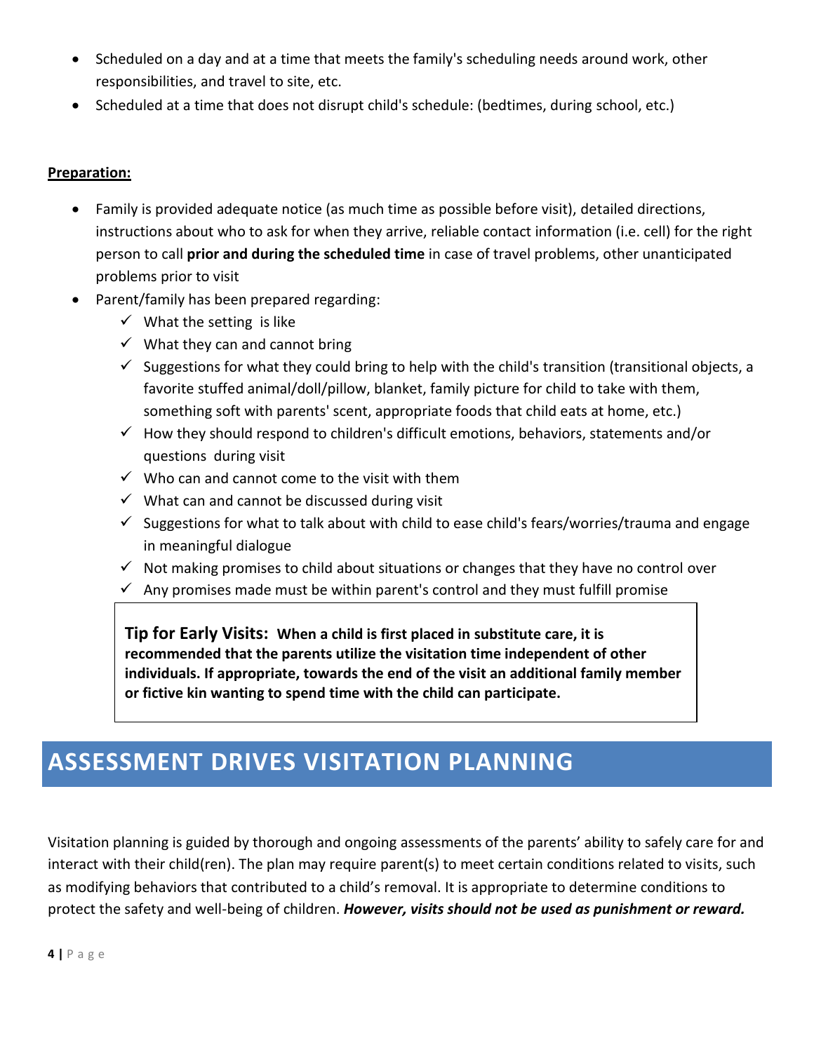- Scheduled on a day and at a time that meets the family's scheduling needs around work, other responsibilities, and travel to site, etc.
- Scheduled at a time that does not disrupt child's schedule: (bedtimes, during school, etc.)

**Preparation:**

- Family is provided adequate notice (as much time as possible before visit), detailed directions, instructions about who to ask for when they arrive, reliable contact information (i.e. cell) for the right person to call **prior and during the scheduled time** in case of travel problems, other unanticipated problems prior to visit
- Parent/family has been prepared regarding:
  - ✓ What the setting is like
  - ✓ What they can and cannot bring
  - ✓ Suggestions for what they could bring to help with the child's transition (transitional objects, a favorite stuffed animal/doll/pillow, blanket, family picture for child to take with them, something soft with parents' scent, appropriate foods that child eats at home, etc.)
  - ✓ How they should respond to children's difficult emotions, behaviors, statements and/or questions during visit
  - ✓ Who can and cannot come to the visit with them
  - ✓ What can and cannot be discussed during visit
  - ✓ Suggestions for what to talk about with child to ease child's fears/worries/trauma and engage in meaningful dialogue
  - ✓ Not making promises to child about situations or changes that they have no control over
  - ✓ Any promises made must be within parent's control and they must fulfill promise

> **Tip for Early Visits: When a child is first placed in substitute care, it is recommended that the parents utilize the visitation time independent of other individuals. If appropriate, towards the end of the visit an additional family member or fictive kin wanting to spend time with the child can participate.**

# ASSESSMENT DRIVES VISITATION PLANNING

Visitation planning is guided by thorough and ongoing assessments of the parents' ability to safely care for and interact with their child(ren). The plan may require parent(s) to meet certain conditions related to visits, such as modifying behaviors that contributed to a child's removal. It is appropriate to determine conditions to protect the safety and well-being of children. ***However, visits should not be used as punishment or reward.***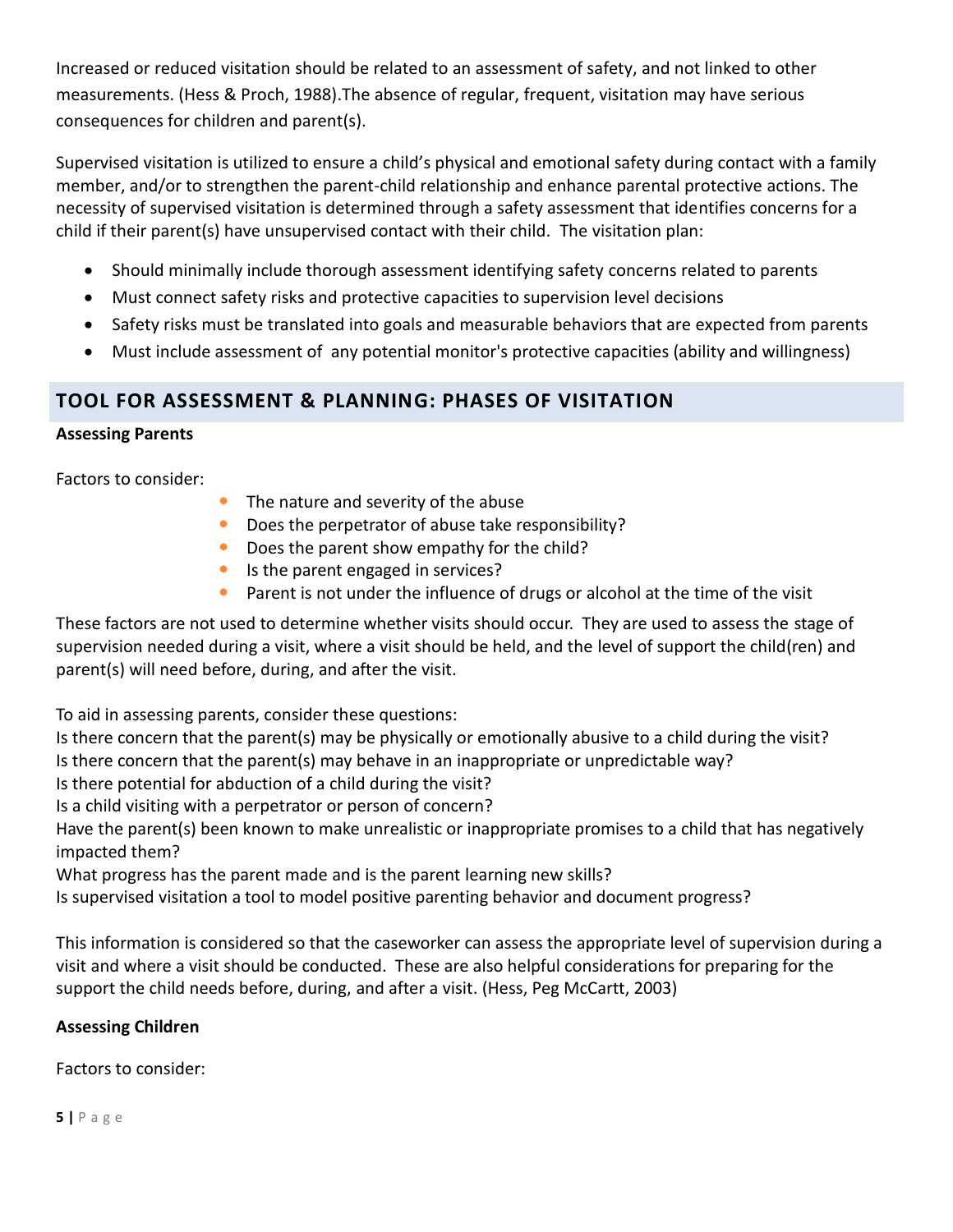Increased or reduced visitation should be related to an assessment of safety, and not linked to other measurements. (Hess & Proch, 1988).The absence of regular, frequent, visitation may have serious consequences for children and parent(s).

Supervised visitation is utilized to ensure a child's physical and emotional safety during contact with a family member, and/or to strengthen the parent-child relationship and enhance parental protective actions. The necessity of supervised visitation is determined through a safety assessment that identifies concerns for a child if their parent(s) have unsupervised contact with their child. The visitation plan:

- Should minimally include thorough assessment identifying safety concerns related to parents
- Must connect safety risks and protective capacities to supervision level decisions
- Safety risks must be translated into goals and measurable behaviors that are expected from parents
- Must include assessment of any potential monitor's protective capacities (ability and willingness)

## TOOL FOR ASSESSMENT & PLANNING: PHASES OF VISITATION

**Assessing Parents**

Factors to consider:

- The nature and severity of the abuse
- Does the perpetrator of abuse take responsibility?
- Does the parent show empathy for the child?
- Is the parent engaged in services?
- Parent is not under the influence of drugs or alcohol at the time of the visit

These factors are not used to determine whether visits should occur. They are used to assess the stage of supervision needed during a visit, where a visit should be held, and the level of support the child(ren) and parent(s) will need before, during, and after the visit.

To aid in assessing parents, consider these questions:
Is there concern that the parent(s) may be physically or emotionally abusive to a child during the visit?
Is there concern that the parent(s) may behave in an inappropriate or unpredictable way?
Is there potential for abduction of a child during the visit?
Is a child visiting with a perpetrator or person of concern?
Have the parent(s) been known to make unrealistic or inappropriate promises to a child that has negatively impacted them?
What progress has the parent made and is the parent learning new skills?
Is supervised visitation a tool to model positive parenting behavior and document progress?

This information is considered so that the caseworker can assess the appropriate level of supervision during a visit and where a visit should be conducted. These are also helpful considerations for preparing for the support the child needs before, during, and after a visit. (Hess, Peg McCartt, 2003)

**Assessing Children**

Factors to consider: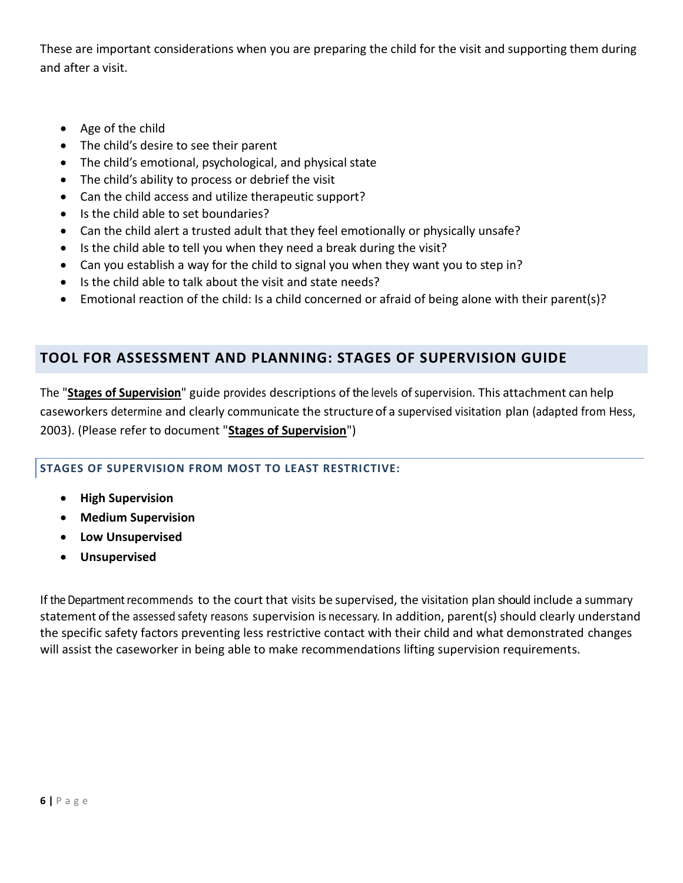These are important considerations when you are preparing the child for the visit and supporting them during and after a visit.

- Age of the child
- The child's desire to see their parent
- The child's emotional, psychological, and physical state
- The child's ability to process or debrief the visit
- Can the child access and utilize therapeutic support?
- Is the child able to set boundaries?
- Can the child alert a trusted adult that they feel emotionally or physically unsafe?
- Is the child able to tell you when they need a break during the visit?
- Can you establish a way for the child to signal you when they want you to step in?
- Is the child able to talk about the visit and state needs?
- Emotional reaction of the child: Is a child concerned or afraid of being alone with their parent(s)?

## TOOL FOR ASSESSMENT AND PLANNING: STAGES OF SUPERVISION GUIDE

The "**Stages of Supervision**" guide provides descriptions of the levels of supervision. This attachment can help caseworkers determine and clearly communicate the structure of a supervised visitation plan (adapted from Hess, 2003). (Please refer to document "**Stages of Supervision**")

### STAGES OF SUPERVISION FROM MOST TO LEAST RESTRICTIVE:

- **High Supervision**
- **Medium Supervision**
- **Low Unsupervised**
- **Unsupervised**

If the Department recommends to the court that visits be supervised, the visitation plan should include a summary statement of the assessed safety reasons supervision is necessary. In addition, parent(s) should clearly understand the specific safety factors preventing less restrictive contact with their child and what demonstrated changes will assist the caseworker in being able to make recommendations lifting supervision requirements.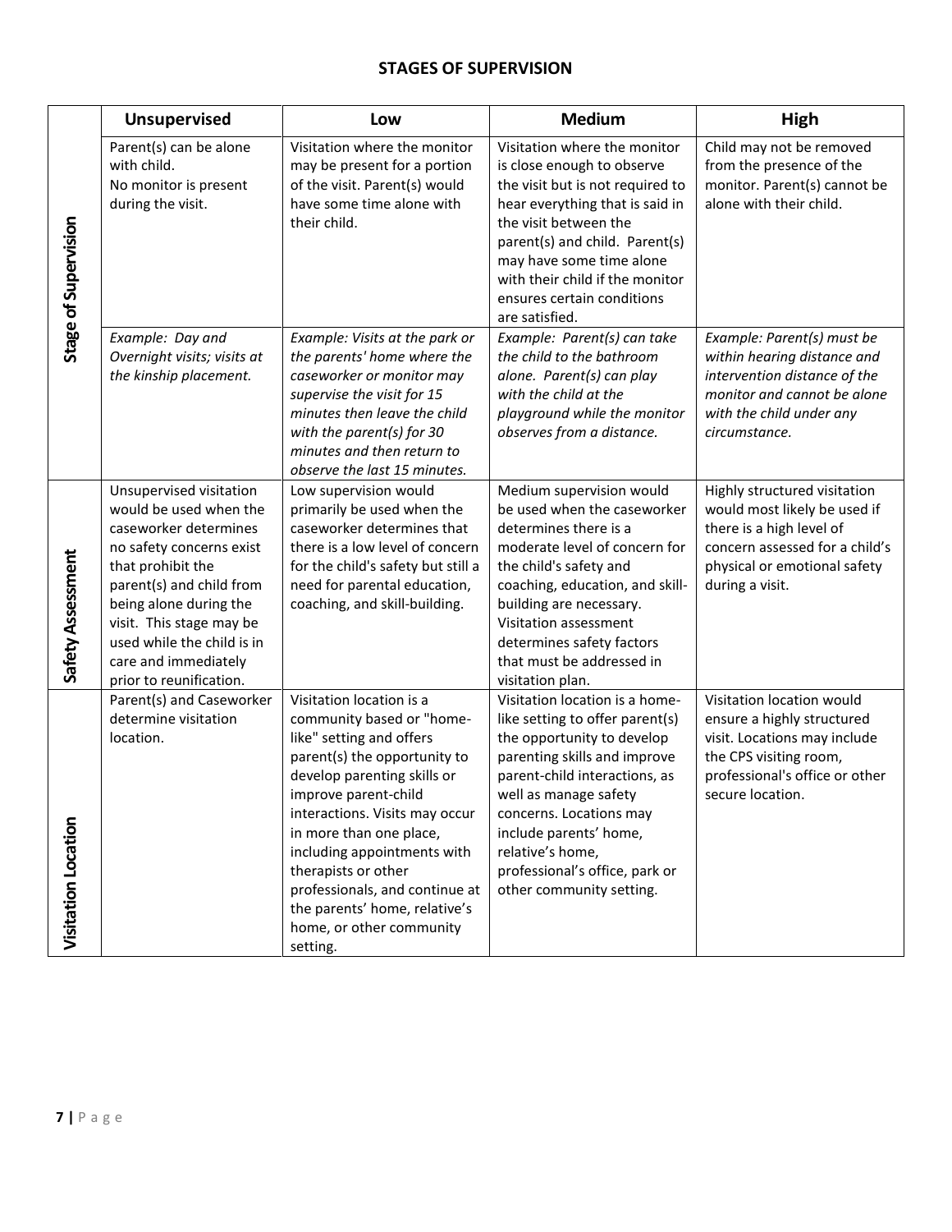## STAGES OF SUPERVISION

| | Unsupervised | Low | Medium | High |
|---|---|---|---|---|
| **Stage of Supervision** | Parent(s) can be alone with child. No monitor is present during the visit. | Visitation where the monitor may be present for a portion of the visit. Parent(s) would have some time alone with their child. | Visitation where the monitor is close enough to observe the visit but is not required to hear everything that is said in the visit between the parent(s) and child. Parent(s) may have some time alone with their child if the monitor ensures certain conditions are satisfied. | Child may not be removed from the presence of the monitor. Parent(s) cannot be alone with their child. |
| | *Example: Day and Overnight visits; visits at the kinship placement.* | *Example: Visits at the park or the parents' home where the caseworker or monitor may supervise the visit for 15 minutes then leave the child with the parent(s) for 30 minutes and then return to observe the last 15 minutes.* | *Example: Parent(s) can take the child to the bathroom alone. Parent(s) can play with the child at the playground while the monitor observes from a distance.* | *Example: Parent(s) must be within hearing distance and intervention distance of the monitor and cannot be alone with the child under any circumstance.* |
| **Safety Assessment** | Unsupervised visitation would be used when the caseworker determines no safety concerns exist that prohibit the parent(s) and child from being alone during the visit. This stage may be used while the child is in care and immediately prior to reunification. | Low supervision would primarily be used when the caseworker determines that there is a low level of concern for the child's safety but still a need for parental education, coaching, and skill-building. | Medium supervision would be used when the caseworker determines there is a moderate level of concern for the child's safety and coaching, education, and skill-building are necessary. Visitation assessment determines safety factors that must be addressed in visitation plan. | Highly structured visitation would most likely be used if there is a high level of concern assessed for a child's physical or emotional safety during a visit. |
| **Visitation Location** | Parent(s) and Caseworker determine visitation location. | Visitation location is a community based or "home-like" setting and offers parent(s) the opportunity to develop parenting skills or improve parent-child interactions. Visits may occur in more than one place, including appointments with therapists or other professionals, and continue at the parents' home, relative's home, or other community setting. | Visitation location is a home-like setting to offer parent(s) the opportunity to develop parenting skills and improve parent-child interactions, as well as manage safety concerns. Locations may include parents' home, relative's home, professional's office, park or other community setting. | Visitation location would ensure a highly structured visit. Locations may include the CPS visiting room, professional's office or other secure location. |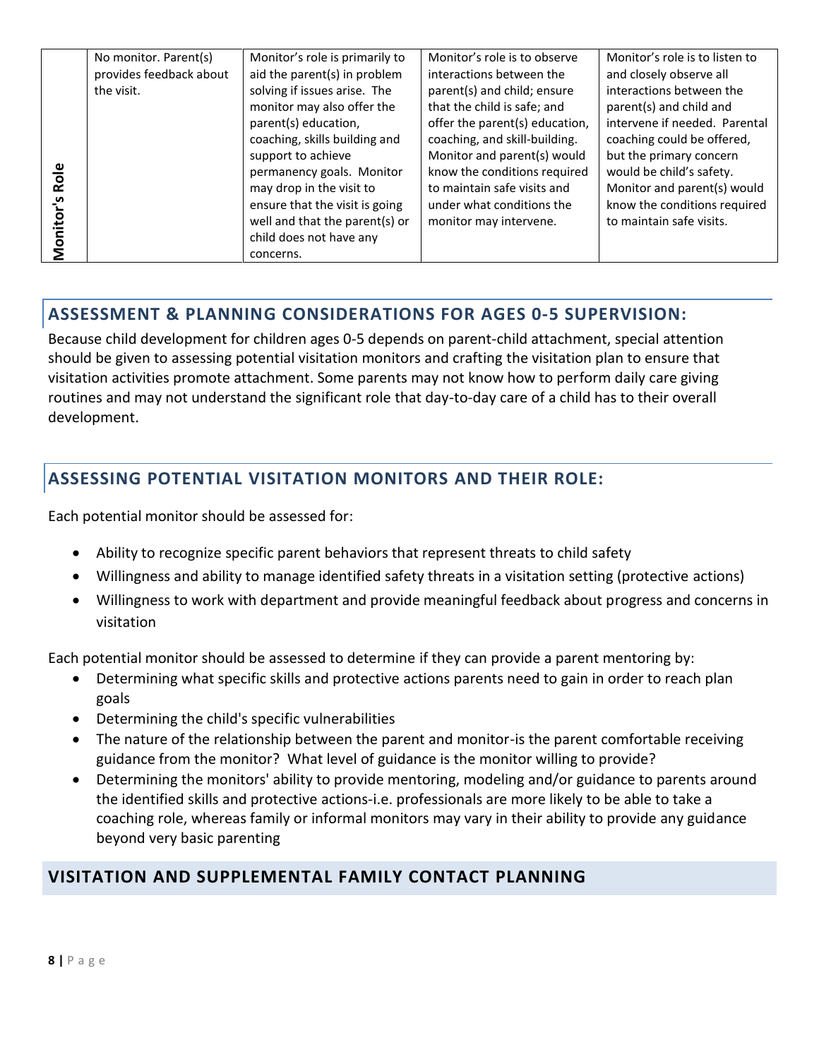| Monitor's Role | No monitor. Parent(s) provides feedback about the visit. | Monitor's role is primarily to aid the parent(s) in problem solving if issues arise. The monitor may also offer the parent(s) education, coaching, skills building and support to achieve permanency goals. Monitor may drop in the visit to ensure that the visit is going well and that the parent(s) or child does not have any concerns. | Monitor's role is to observe interactions between the parent(s) and child; ensure that the child is safe; and offer the parent(s) education, coaching, and skill-building. Monitor and parent(s) would know the conditions required to maintain safe visits and under what conditions the monitor may intervene. | Monitor's role is to listen to and closely observe all interactions between the parent(s) and child and intervene if needed. Parental coaching could be offered, but the primary concern would be child's safety. Monitor and parent(s) would know the conditions required to maintain safe visits. |
|---|---|---|---|---|

## ASSESSMENT & PLANNING CONSIDERATIONS FOR AGES 0-5 SUPERVISION:

Because child development for children ages 0-5 depends on parent-child attachment, special attention should be given to assessing potential visitation monitors and crafting the visitation plan to ensure that visitation activities promote attachment. Some parents may not know how to perform daily care giving routines and may not understand the significant role that day-to-day care of a child has to their overall development.

## ASSESSING POTENTIAL VISITATION MONITORS AND THEIR ROLE:

Each potential monitor should be assessed for:

- Ability to recognize specific parent behaviors that represent threats to child safety
- Willingness and ability to manage identified safety threats in a visitation setting (protective actions)
- Willingness to work with department and provide meaningful feedback about progress and concerns in visitation

Each potential monitor should be assessed to determine if they can provide a parent mentoring by:

- Determining what specific skills and protective actions parents need to gain in order to reach plan goals
- Determining the child's specific vulnerabilities
- The nature of the relationship between the parent and monitor-is the parent comfortable receiving guidance from the monitor? What level of guidance is the monitor willing to provide?
- Determining the monitors' ability to provide mentoring, modeling and/or guidance to parents around the identified skills and protective actions-i.e. professionals are more likely to be able to take a coaching role, whereas family or informal monitors may vary in their ability to provide any guidance beyond very basic parenting

## VISITATION AND SUPPLEMENTAL FAMILY CONTACT PLANNING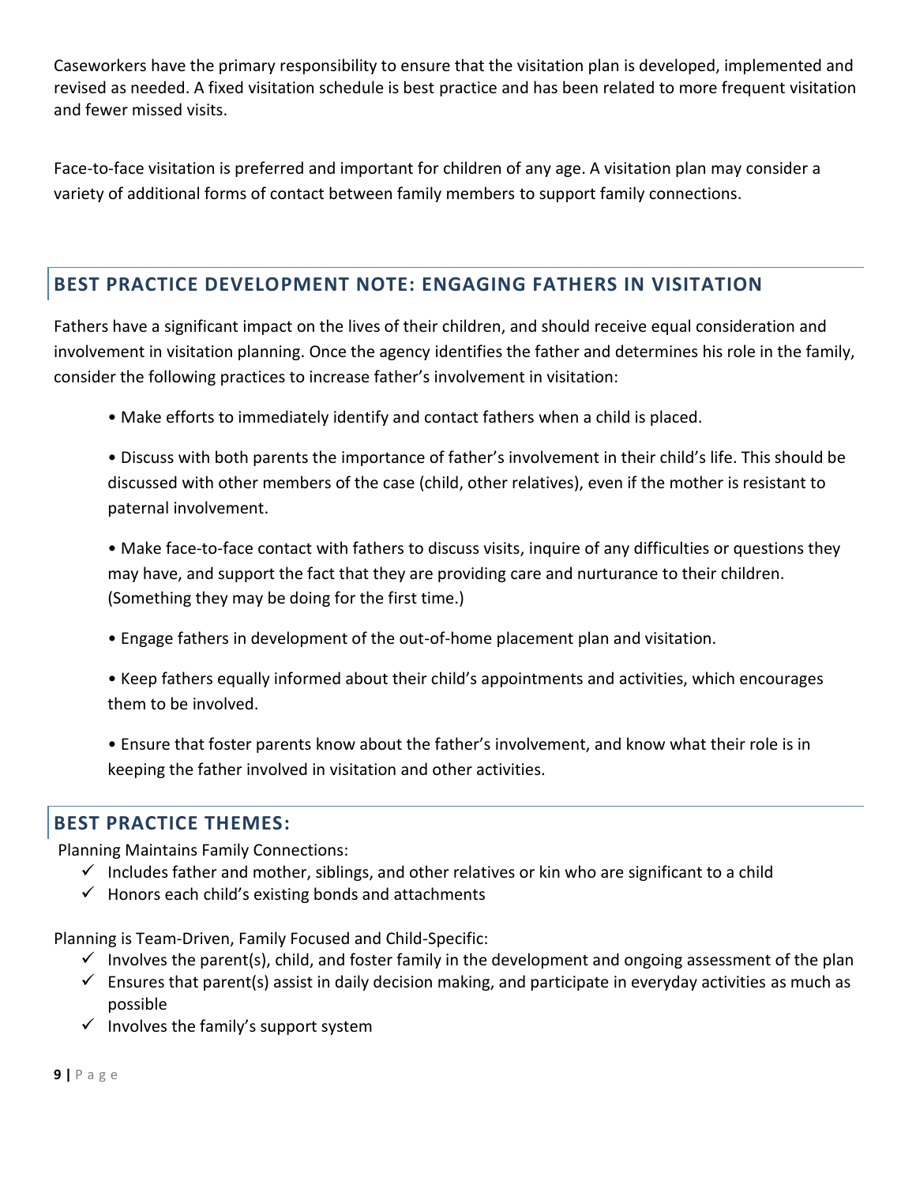Caseworkers have the primary responsibility to ensure that the visitation plan is developed, implemented and revised as needed. A fixed visitation schedule is best practice and has been related to more frequent visitation and fewer missed visits.

Face-to-face visitation is preferred and important for children of any age. A visitation plan may consider a variety of additional forms of contact between family members to support family connections.

## BEST PRACTICE DEVELOPMENT NOTE: ENGAGING FATHERS IN VISITATION

Fathers have a significant impact on the lives of their children, and should receive equal consideration and involvement in visitation planning. Once the agency identifies the father and determines his role in the family, consider the following practices to increase father's involvement in visitation:

- Make efforts to immediately identify and contact fathers when a child is placed.
- Discuss with both parents the importance of father's involvement in their child's life. This should be discussed with other members of the case (child, other relatives), even if the mother is resistant to paternal involvement.
- Make face-to-face contact with fathers to discuss visits, inquire of any difficulties or questions they may have, and support the fact that they are providing care and nurturance to their children. (Something they may be doing for the first time.)
- Engage fathers in development of the out-of-home placement plan and visitation.
- Keep fathers equally informed about their child's appointments and activities, which encourages them to be involved.
- Ensure that foster parents know about the father's involvement, and know what their role is in keeping the father involved in visitation and other activities.

## BEST PRACTICE THEMES:

Planning Maintains Family Connections:

- ✓ Includes father and mother, siblings, and other relatives or kin who are significant to a child
- ✓ Honors each child's existing bonds and attachments

Planning is Team-Driven, Family Focused and Child-Specific:

- ✓ Involves the parent(s), child, and foster family in the development and ongoing assessment of the plan
- ✓ Ensures that parent(s) assist in daily decision making, and participate in everyday activities as much as possible
- ✓ Involves the family's support system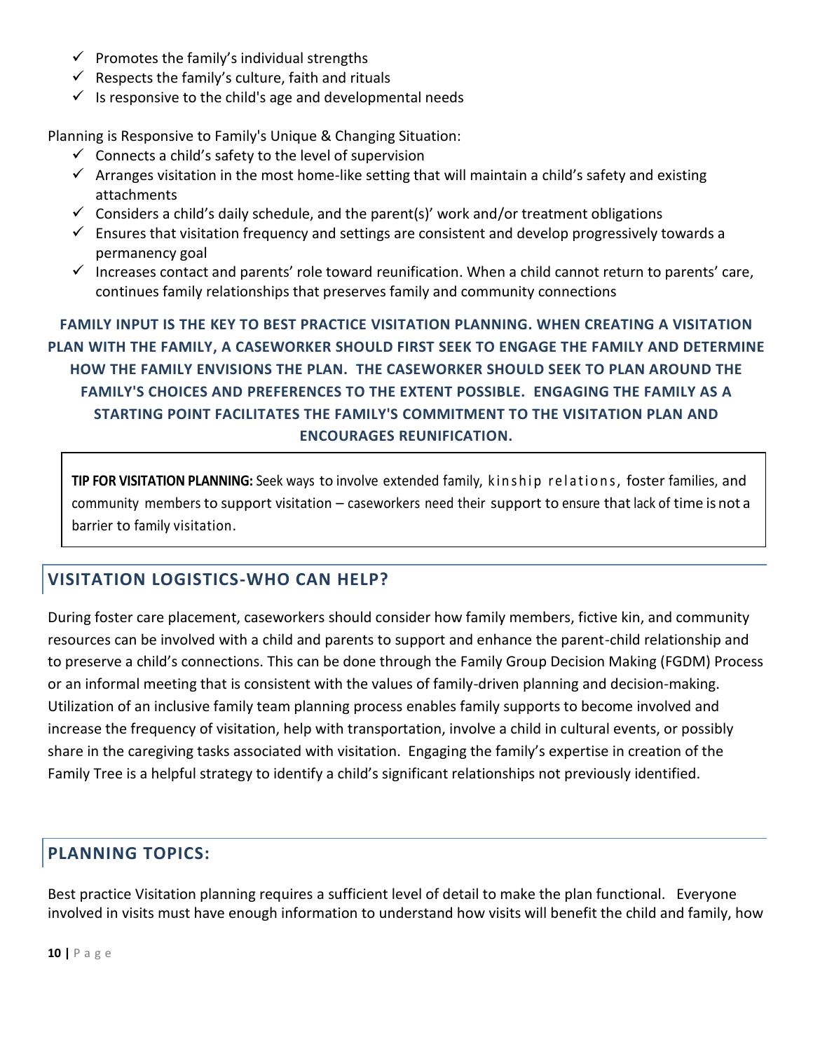- ✓ Promotes the family's individual strengths
- ✓ Respects the family's culture, faith and rituals
- ✓ Is responsive to the child's age and developmental needs

Planning is Responsive to Family's Unique & Changing Situation:

- ✓ Connects a child's safety to the level of supervision
- ✓ Arranges visitation in the most home-like setting that will maintain a child's safety and existing attachments
- ✓ Considers a child's daily schedule, and the parent(s)' work and/or treatment obligations
- ✓ Ensures that visitation frequency and settings are consistent and develop progressively towards a permanency goal
- ✓ Increases contact and parents' role toward reunification. When a child cannot return to parents' care, continues family relationships that preserves family and community connections

**FAMILY INPUT IS THE KEY TO BEST PRACTICE VISITATION PLANNING. WHEN CREATING A VISITATION PLAN WITH THE FAMILY, A CASEWORKER SHOULD FIRST SEEK TO ENGAGE THE FAMILY AND DETERMINE HOW THE FAMILY ENVISIONS THE PLAN. THE CASEWORKER SHOULD SEEK TO PLAN AROUND THE FAMILY'S CHOICES AND PREFERENCES TO THE EXTENT POSSIBLE. ENGAGING THE FAMILY AS A STARTING POINT FACILITATES THE FAMILY'S COMMITMENT TO THE VISITATION PLAN AND ENCOURAGES REUNIFICATION.**

> **TIP FOR VISITATION PLANNING:** Seek ways to involve extended family, kinship relations, foster families, and community members to support visitation – caseworkers need their support to ensure that lack of time is not a barrier to family visitation.

## VISITATION LOGISTICS-WHO CAN HELP?

During foster care placement, caseworkers should consider how family members, fictive kin, and community resources can be involved with a child and parents to support and enhance the parent-child relationship and to preserve a child's connections. This can be done through the Family Group Decision Making (FGDM) Process or an informal meeting that is consistent with the values of family-driven planning and decision-making. Utilization of an inclusive family team planning process enables family supports to become involved and increase the frequency of visitation, help with transportation, involve a child in cultural events, or possibly share in the caregiving tasks associated with visitation. Engaging the family's expertise in creation of the Family Tree is a helpful strategy to identify a child's significant relationships not previously identified.

## PLANNING TOPICS:

Best practice Visitation planning requires a sufficient level of detail to make the plan functional. Everyone involved in visits must have enough information to understand how visits will benefit the child and family, how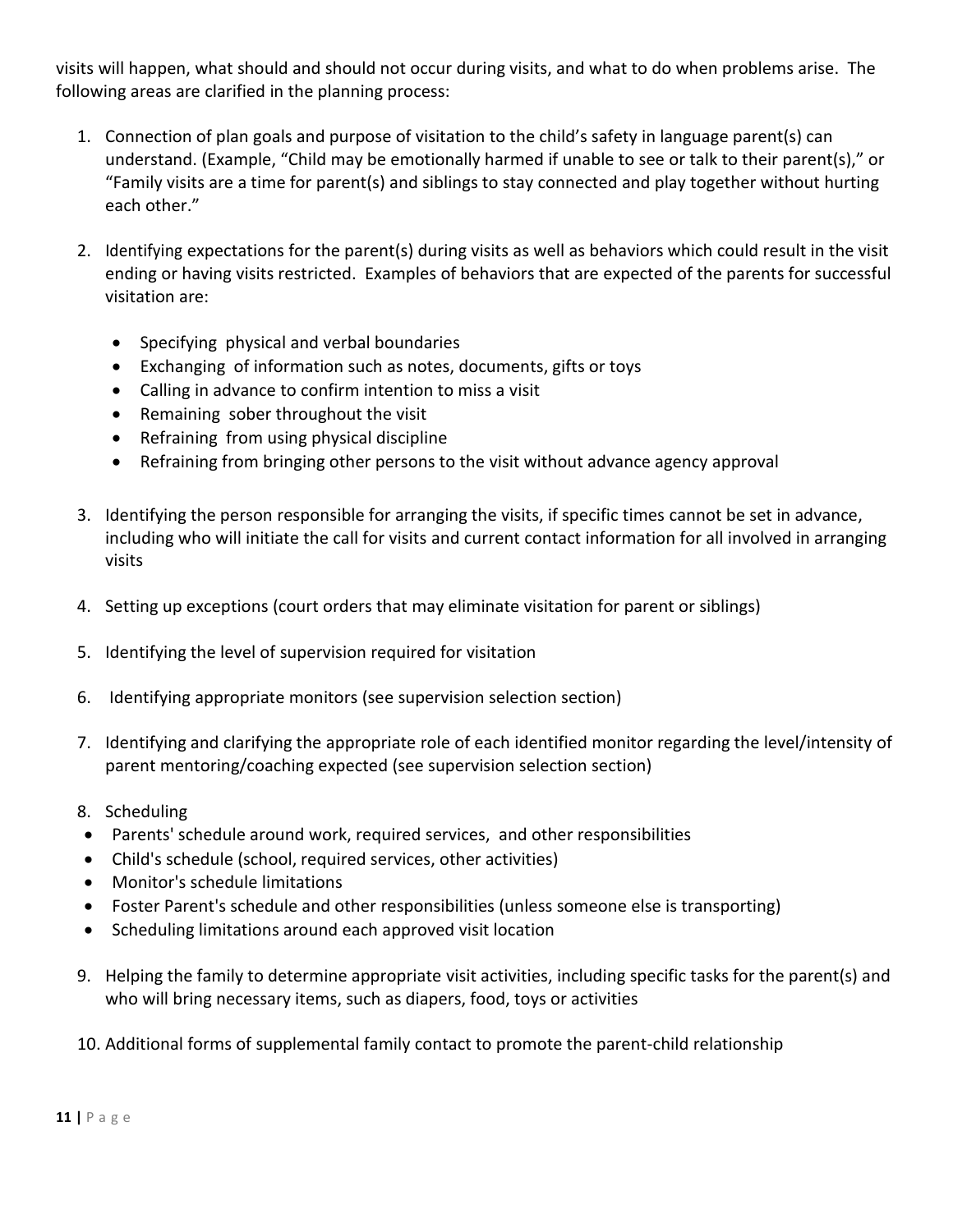visits will happen, what should and should not occur during visits, and what to do when problems arise. The following areas are clarified in the planning process:

1. Connection of plan goals and purpose of visitation to the child's safety in language parent(s) can understand. (Example, "Child may be emotionally harmed if unable to see or talk to their parent(s)," or "Family visits are a time for parent(s) and siblings to stay connected and play together without hurting each other."

2. Identifying expectations for the parent(s) during visits as well as behaviors which could result in the visit ending or having visits restricted. Examples of behaviors that are expected of the parents for successful visitation are:

   - Specifying physical and verbal boundaries
   - Exchanging of information such as notes, documents, gifts or toys
   - Calling in advance to confirm intention to miss a visit
   - Remaining sober throughout the visit
   - Refraining from using physical discipline
   - Refraining from bringing other persons to the visit without advance agency approval

3. Identifying the person responsible for arranging the visits, if specific times cannot be set in advance, including who will initiate the call for visits and current contact information for all involved in arranging visits

4. Setting up exceptions (court orders that may eliminate visitation for parent or siblings)

5. Identifying the level of supervision required for visitation

6. Identifying appropriate monitors (see supervision selection section)

7. Identifying and clarifying the appropriate role of each identified monitor regarding the level/intensity of parent mentoring/coaching expected (see supervision selection section)

8. Scheduling
   - Parents' schedule around work, required services, and other responsibilities
   - Child's schedule (school, required services, other activities)
   - Monitor's schedule limitations
   - Foster Parent's schedule and other responsibilities (unless someone else is transporting)
   - Scheduling limitations around each approved visit location

9. Helping the family to determine appropriate visit activities, including specific tasks for the parent(s) and who will bring necessary items, such as diapers, food, toys or activities

10. Additional forms of supplemental family contact to promote the parent-child relationship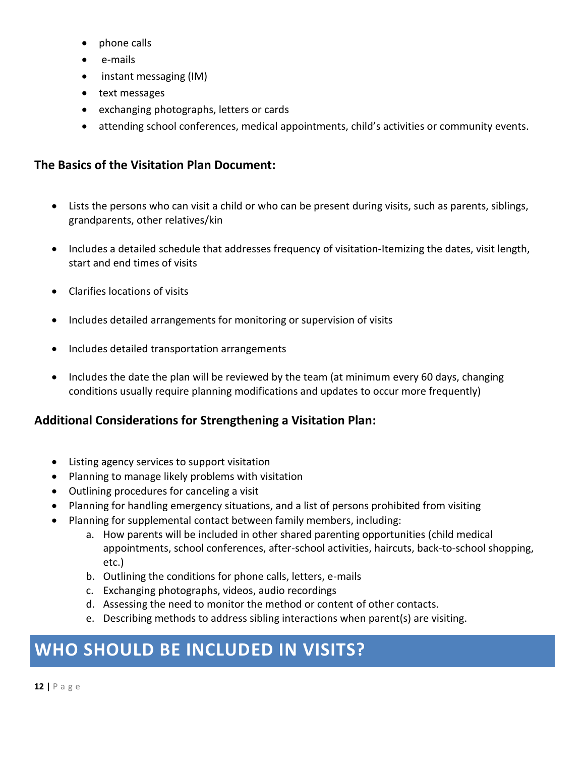- phone calls
- e-mails
- instant messaging (IM)
- text messages
- exchanging photographs, letters or cards
- attending school conferences, medical appointments, child's activities or community events.

### The Basics of the Visitation Plan Document:

- Lists the persons who can visit a child or who can be present during visits, such as parents, siblings, grandparents, other relatives/kin
- Includes a detailed schedule that addresses frequency of visitation-Itemizing the dates, visit length, start and end times of visits
- Clarifies locations of visits
- Includes detailed arrangements for monitoring or supervision of visits
- Includes detailed transportation arrangements
- Includes the date the plan will be reviewed by the team (at minimum every 60 days, changing conditions usually require planning modifications and updates to occur more frequently)

### Additional Considerations for Strengthening a Visitation Plan:

- Listing agency services to support visitation
- Planning to manage likely problems with visitation
- Outlining procedures for canceling a visit
- Planning for handling emergency situations, and a list of persons prohibited from visiting
- Planning for supplemental contact between family members, including:
  a. How parents will be included in other shared parenting opportunities (child medical appointments, school conferences, after-school activities, haircuts, back-to-school shopping, etc.)
  b. Outlining the conditions for phone calls, letters, e-mails
  c. Exchanging photographs, videos, audio recordings
  d. Assessing the need to monitor the method or content of other contacts.
  e. Describing methods to address sibling interactions when parent(s) are visiting.

## WHO SHOULD BE INCLUDED IN VISITS?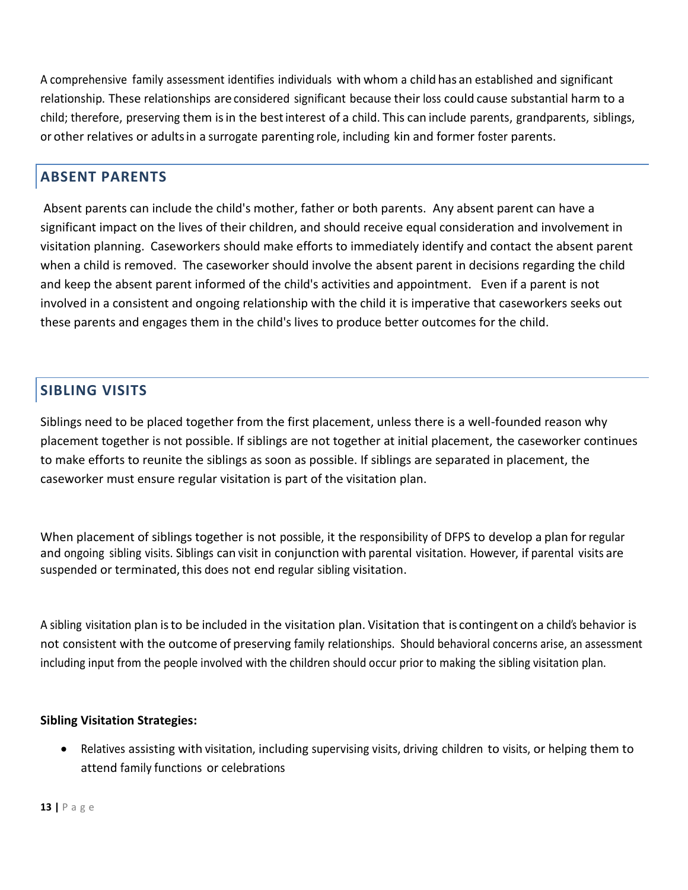A comprehensive family assessment identifies individuals with whom a child has an established and significant relationship. These relationships are considered significant because their loss could cause substantial harm to a child; therefore, preserving them is in the best interest of a child. This can include parents, grandparents, siblings, or other relatives or adults in a surrogate parenting role, including kin and former foster parents.

## ABSENT PARENTS

Absent parents can include the child's mother, father or both parents. Any absent parent can have a significant impact on the lives of their children, and should receive equal consideration and involvement in visitation planning. Caseworkers should make efforts to immediately identify and contact the absent parent when a child is removed. The caseworker should involve the absent parent in decisions regarding the child and keep the absent parent informed of the child's activities and appointment. Even if a parent is not involved in a consistent and ongoing relationship with the child it is imperative that caseworkers seeks out these parents and engages them in the child's lives to produce better outcomes for the child.

## SIBLING VISITS

Siblings need to be placed together from the first placement, unless there is a well-founded reason why placement together is not possible. If siblings are not together at initial placement, the caseworker continues to make efforts to reunite the siblings as soon as possible. If siblings are separated in placement, the caseworker must ensure regular visitation is part of the visitation plan.

When placement of siblings together is not possible, it the responsibility of DFPS to develop a plan for regular and ongoing sibling visits. Siblings can visit in conjunction with parental visitation. However, if parental visits are suspended or terminated, this does not end regular sibling visitation.

A sibling visitation plan is to be included in the visitation plan. Visitation that is contingent on a child's behavior is not consistent with the outcome of preserving family relationships. Should behavioral concerns arise, an assessment including input from the people involved with the children should occur prior to making the sibling visitation plan.

**Sibling Visitation Strategies:**

- Relatives assisting with visitation, including supervising visits, driving children to visits, or helping them to attend family functions or celebrations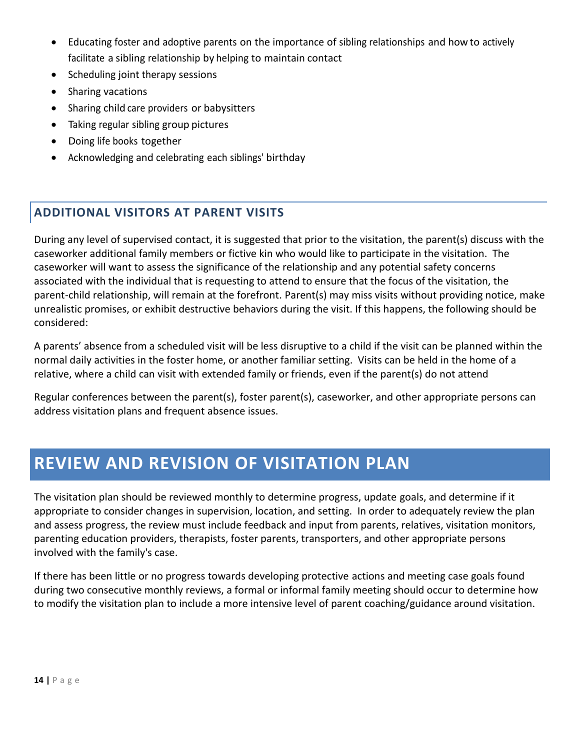- Educating foster and adoptive parents on the importance of sibling relationships and how to actively facilitate a sibling relationship by helping to maintain contact
- Scheduling joint therapy sessions
- Sharing vacations
- Sharing child care providers or babysitters
- Taking regular sibling group pictures
- Doing life books together
- Acknowledging and celebrating each siblings' birthday

### ADDITIONAL VISITORS AT PARENT VISITS

During any level of supervised contact, it is suggested that prior to the visitation, the parent(s) discuss with the caseworker additional family members or fictive kin who would like to participate in the visitation. The caseworker will want to assess the significance of the relationship and any potential safety concerns associated with the individual that is requesting to attend to ensure that the focus of the visitation, the parent-child relationship, will remain at the forefront. Parent(s) may miss visits without providing notice, make unrealistic promises, or exhibit destructive behaviors during the visit. If this happens, the following should be considered:

A parents' absence from a scheduled visit will be less disruptive to a child if the visit can be planned within the normal daily activities in the foster home, or another familiar setting. Visits can be held in the home of a relative, where a child can visit with extended family or friends, even if the parent(s) do not attend

Regular conferences between the parent(s), foster parent(s), caseworker, and other appropriate persons can address visitation plans and frequent absence issues.

## REVIEW AND REVISION OF VISITATION PLAN

The visitation plan should be reviewed monthly to determine progress, update goals, and determine if it appropriate to consider changes in supervision, location, and setting. In order to adequately review the plan and assess progress, the review must include feedback and input from parents, relatives, visitation monitors, parenting education providers, therapists, foster parents, transporters, and other appropriate persons involved with the family's case.

If there has been little or no progress towards developing protective actions and meeting case goals found during two consecutive monthly reviews, a formal or informal family meeting should occur to determine how to modify the visitation plan to include a more intensive level of parent coaching/guidance around visitation.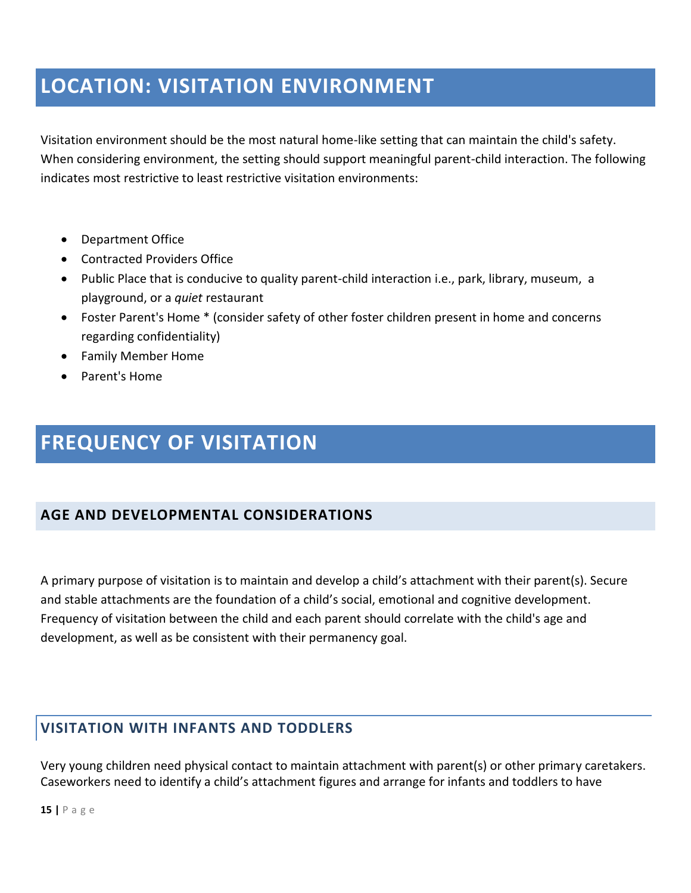# LOCATION: VISITATION ENVIRONMENT

Visitation environment should be the most natural home-like setting that can maintain the child's safety. When considering environment, the setting should support meaningful parent-child interaction. The following indicates most restrictive to least restrictive visitation environments:

- Department Office
- Contracted Providers Office
- Public Place that is conducive to quality parent-child interaction i.e., park, library, museum, a playground, or a *quiet* restaurant
- Foster Parent's Home * (consider safety of other foster children present in home and concerns regarding confidentiality)
- Family Member Home
- Parent's Home

# FREQUENCY OF VISITATION

## AGE AND DEVELOPMENTAL CONSIDERATIONS

A primary purpose of visitation is to maintain and develop a child's attachment with their parent(s). Secure and stable attachments are the foundation of a child's social, emotional and cognitive development. Frequency of visitation between the child and each parent should correlate with the child's age and development, as well as be consistent with their permanency goal.

## VISITATION WITH INFANTS AND TODDLERS

Very young children need physical contact to maintain attachment with parent(s) or other primary caretakers. Caseworkers need to identify a child's attachment figures and arrange for infants and toddlers to have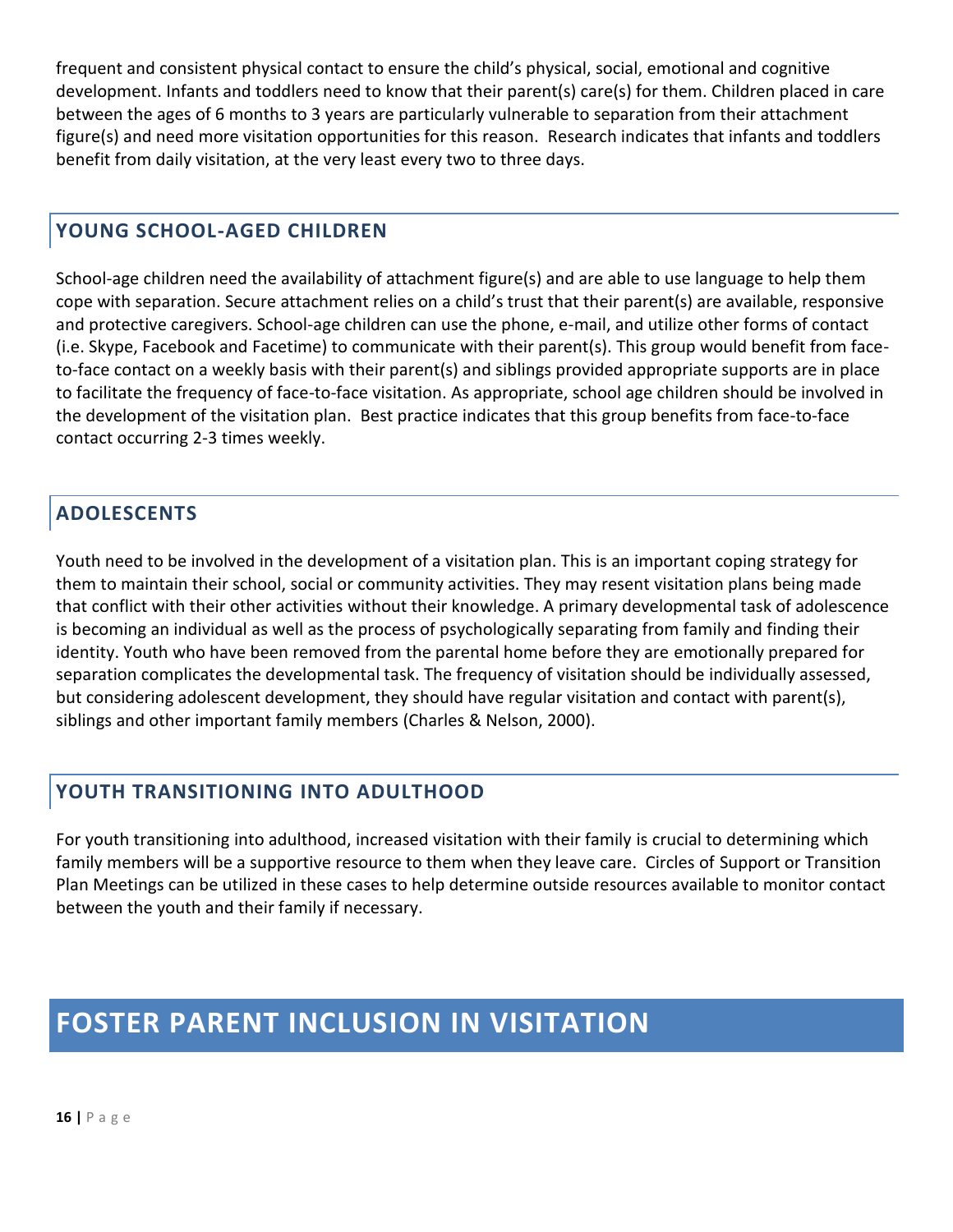frequent and consistent physical contact to ensure the child's physical, social, emotional and cognitive development. Infants and toddlers need to know that their parent(s) care(s) for them. Children placed in care between the ages of 6 months to 3 years are particularly vulnerable to separation from their attachment figure(s) and need more visitation opportunities for this reason. Research indicates that infants and toddlers benefit from daily visitation, at the very least every two to three days.

## YOUNG SCHOOL-AGED CHILDREN

School-age children need the availability of attachment figure(s) and are able to use language to help them cope with separation. Secure attachment relies on a child's trust that their parent(s) are available, responsive and protective caregivers. School-age children can use the phone, e-mail, and utilize other forms of contact (i.e. Skype, Facebook and Facetime) to communicate with their parent(s). This group would benefit from face-to-face contact on a weekly basis with their parent(s) and siblings provided appropriate supports are in place to facilitate the frequency of face-to-face visitation. As appropriate, school age children should be involved in the development of the visitation plan. Best practice indicates that this group benefits from face-to-face contact occurring 2-3 times weekly.

## ADOLESCENTS

Youth need to be involved in the development of a visitation plan. This is an important coping strategy for them to maintain their school, social or community activities. They may resent visitation plans being made that conflict with their other activities without their knowledge. A primary developmental task of adolescence is becoming an individual as well as the process of psychologically separating from family and finding their identity. Youth who have been removed from the parental home before they are emotionally prepared for separation complicates the developmental task. The frequency of visitation should be individually assessed, but considering adolescent development, they should have regular visitation and contact with parent(s), siblings and other important family members (Charles & Nelson, 2000).

## YOUTH TRANSITIONING INTO ADULTHOOD

For youth transitioning into adulthood, increased visitation with their family is crucial to determining which family members will be a supportive resource to them when they leave care. Circles of Support or Transition Plan Meetings can be utilized in these cases to help determine outside resources available to monitor contact between the youth and their family if necessary.

# FOSTER PARENT INCLUSION IN VISITATION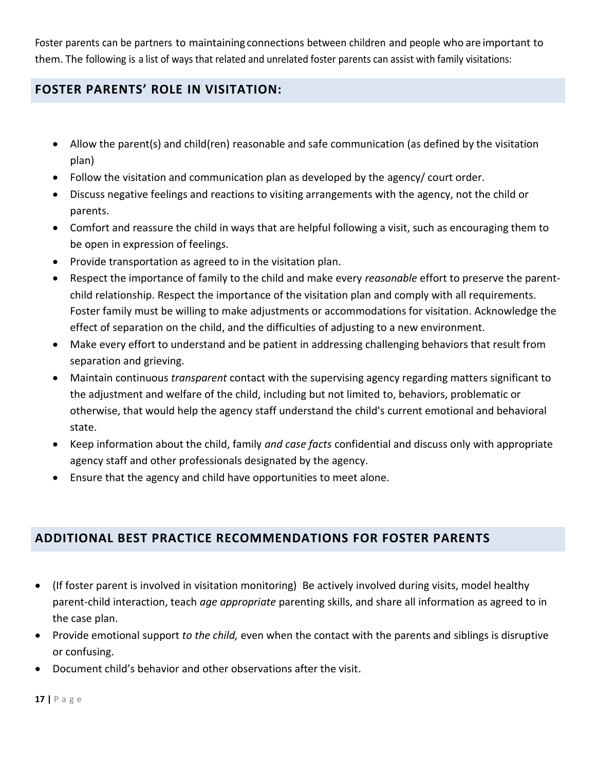Foster parents can be partners to maintaining connections between children and people who are important to them. The following is a list of ways that related and unrelated foster parents can assist with family visitations:

## FOSTER PARENTS' ROLE IN VISITATION:

- Allow the parent(s) and child(ren) reasonable and safe communication (as defined by the visitation plan)
- Follow the visitation and communication plan as developed by the agency/ court order.
- Discuss negative feelings and reactions to visiting arrangements with the agency, not the child or parents.
- Comfort and reassure the child in ways that are helpful following a visit, such as encouraging them to be open in expression of feelings.
- Provide transportation as agreed to in the visitation plan.
- Respect the importance of family to the child and make every *reasonable* effort to preserve the parent-child relationship. Respect the importance of the visitation plan and comply with all requirements. Foster family must be willing to make adjustments or accommodations for visitation. Acknowledge the effect of separation on the child, and the difficulties of adjusting to a new environment.
- Make every effort to understand and be patient in addressing challenging behaviors that result from separation and grieving.
- Maintain continuous *transparent* contact with the supervising agency regarding matters significant to the adjustment and welfare of the child, including but not limited to, behaviors, problematic or otherwise, that would help the agency staff understand the child's current emotional and behavioral state.
- Keep information about the child, family *and case facts* confidential and discuss only with appropriate agency staff and other professionals designated by the agency.
- Ensure that the agency and child have opportunities to meet alone.

## ADDITIONAL BEST PRACTICE RECOMMENDATIONS FOR FOSTER PARENTS

- (If foster parent is involved in visitation monitoring) Be actively involved during visits, model healthy parent-child interaction, teach *age appropriate* parenting skills, and share all information as agreed to in the case plan.
- Provide emotional support *to the child,* even when the contact with the parents and siblings is disruptive or confusing.
- Document child's behavior and other observations after the visit.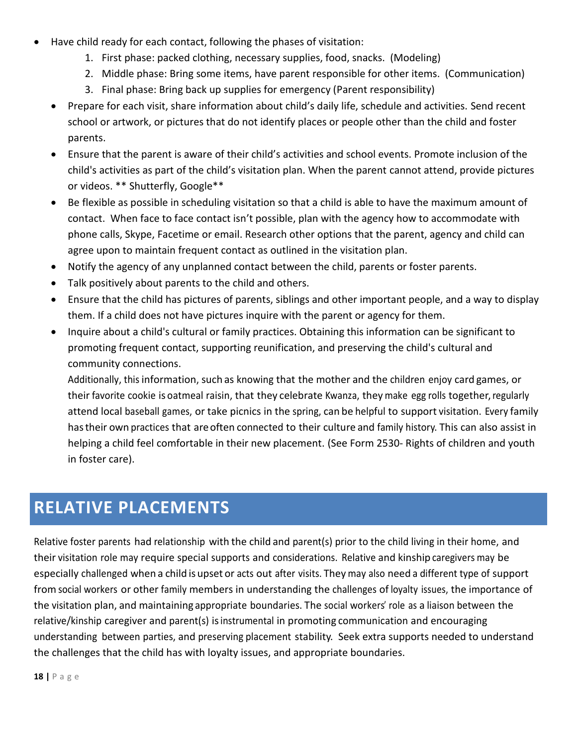- Have child ready for each contact, following the phases of visitation:
  1. First phase: packed clothing, necessary supplies, food, snacks. (Modeling)
  2. Middle phase: Bring some items, have parent responsible for other items. (Communication)
  3. Final phase: Bring back up supplies for emergency (Parent responsibility)
- Prepare for each visit, share information about child's daily life, schedule and activities. Send recent school or artwork, or pictures that do not identify places or people other than the child and foster parents.
- Ensure that the parent is aware of their child's activities and school events. Promote inclusion of the child's activities as part of the child's visitation plan. When the parent cannot attend, provide pictures or videos. ** Shutterfly, Google**
- Be flexible as possible in scheduling visitation so that a child is able to have the maximum amount of contact. When face to face contact isn't possible, plan with the agency how to accommodate with phone calls, Skype, Facetime or email. Research other options that the parent, agency and child can agree upon to maintain frequent contact as outlined in the visitation plan.
- Notify the agency of any unplanned contact between the child, parents or foster parents.
- Talk positively about parents to the child and others.
- Ensure that the child has pictures of parents, siblings and other important people, and a way to display them. If a child does not have pictures inquire with the parent or agency for them.
- Inquire about a child's cultural or family practices. Obtaining this information can be significant to promoting frequent contact, supporting reunification, and preserving the child's cultural and community connections.

  Additionally, this information, such as knowing that the mother and the children enjoy card games, or their favorite cookie is oatmeal raisin, that they celebrate Kwanza, they make egg rolls together, regularly attend local baseball games, or take picnics in the spring, can be helpful to support visitation. Every family has their own practices that are often connected to their culture and family history. This can also assist in helping a child feel comfortable in their new placement. (See Form 2530- Rights of children and youth in foster care).

# RELATIVE PLACEMENTS

Relative foster parents had relationship with the child and parent(s) prior to the child living in their home, and their visitation role may require special supports and considerations. Relative and kinship caregivers may be especially challenged when a child is upset or acts out after visits. They may also need a different type of support from social workers or other family members in understanding the challenges of loyalty issues, the importance of the visitation plan, and maintaining appropriate boundaries. The social workers' role as a liaison between the relative/kinship caregiver and parent(s) is instrumental in promoting communication and encouraging understanding between parties, and preserving placement stability. Seek extra supports needed to understand the challenges that the child has with loyalty issues, and appropriate boundaries.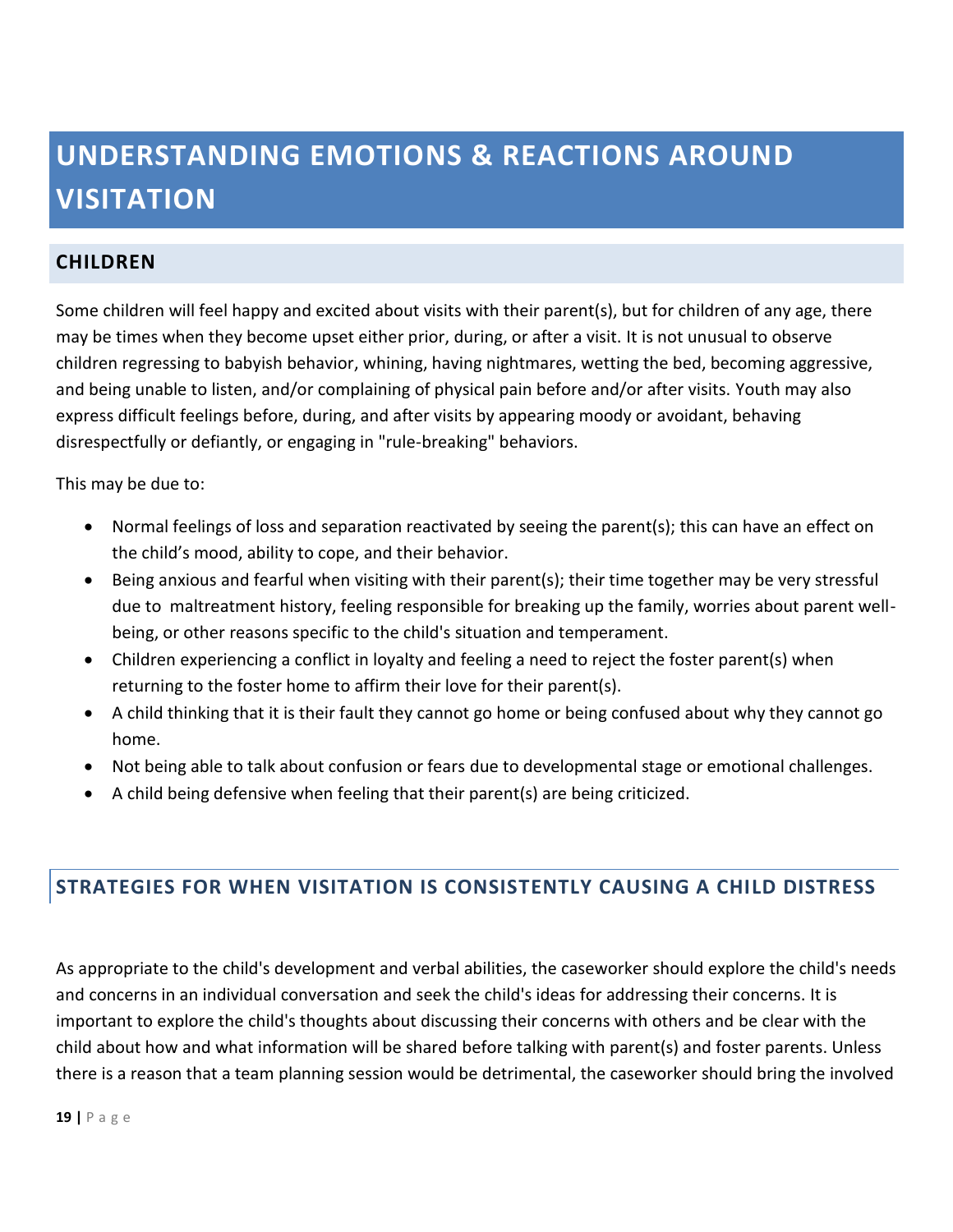# UNDERSTANDING EMOTIONS & REACTIONS AROUND VISITATION

## CHILDREN

Some children will feel happy and excited about visits with their parent(s), but for children of any age, there may be times when they become upset either prior, during, or after a visit. It is not unusual to observe children regressing to babyish behavior, whining, having nightmares, wetting the bed, becoming aggressive, and being unable to listen, and/or complaining of physical pain before and/or after visits. Youth may also express difficult feelings before, during, and after visits by appearing moody or avoidant, behaving disrespectfully or defiantly, or engaging in "rule-breaking" behaviors.

This may be due to:

- Normal feelings of loss and separation reactivated by seeing the parent(s); this can have an effect on the child's mood, ability to cope, and their behavior.
- Being anxious and fearful when visiting with their parent(s); their time together may be very stressful due to maltreatment history, feeling responsible for breaking up the family, worries about parent well-being, or other reasons specific to the child's situation and temperament.
- Children experiencing a conflict in loyalty and feeling a need to reject the foster parent(s) when returning to the foster home to affirm their love for their parent(s).
- A child thinking that it is their fault they cannot go home or being confused about why they cannot go home.
- Not being able to talk about confusion or fears due to developmental stage or emotional challenges.
- A child being defensive when feeling that their parent(s) are being criticized.

## STRATEGIES FOR WHEN VISITATION IS CONSISTENTLY CAUSING A CHILD DISTRESS

As appropriate to the child's development and verbal abilities, the caseworker should explore the child's needs and concerns in an individual conversation and seek the child's ideas for addressing their concerns. It is important to explore the child's thoughts about discussing their concerns with others and be clear with the child about how and what information will be shared before talking with parent(s) and foster parents. Unless there is a reason that a team planning session would be detrimental, the caseworker should bring the involved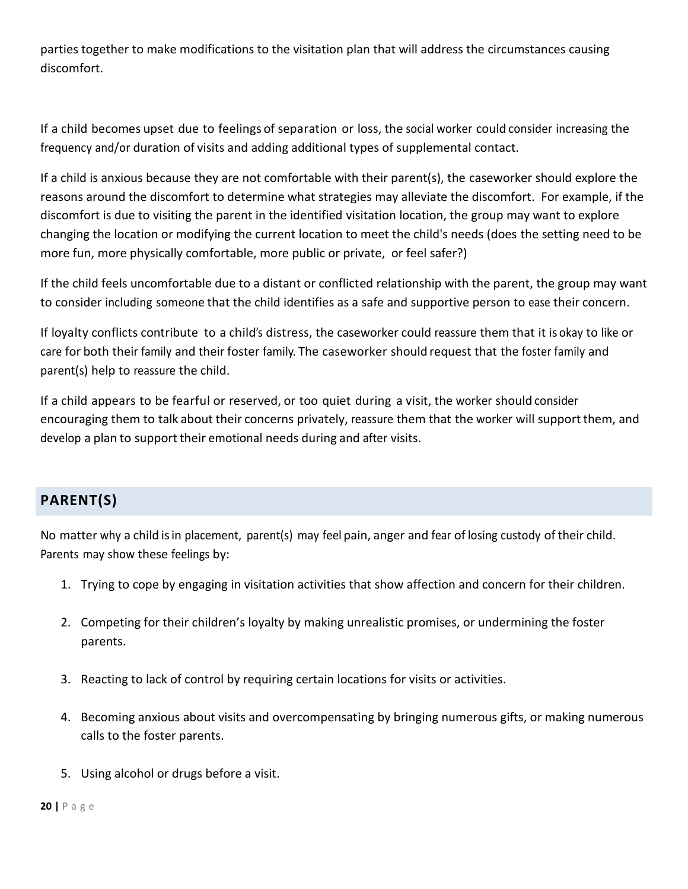parties together to make modifications to the visitation plan that will address the circumstances causing discomfort.

If a child becomes upset due to feelings of separation or loss, the social worker could consider increasing the frequency and/or duration of visits and adding additional types of supplemental contact.

If a child is anxious because they are not comfortable with their parent(s), the caseworker should explore the reasons around the discomfort to determine what strategies may alleviate the discomfort. For example, if the discomfort is due to visiting the parent in the identified visitation location, the group may want to explore changing the location or modifying the current location to meet the child's needs (does the setting need to be more fun, more physically comfortable, more public or private, or feel safer?)

If the child feels uncomfortable due to a distant or conflicted relationship with the parent, the group may want to consider including someone that the child identifies as a safe and supportive person to ease their concern.

If loyalty conflicts contribute to a child's distress, the caseworker could reassure them that it is okay to like or care for both their family and their foster family. The caseworker should request that the foster family and parent(s) help to reassure the child.

If a child appears to be fearful or reserved, or too quiet during a visit, the worker should consider encouraging them to talk about their concerns privately, reassure them that the worker will support them, and develop a plan to support their emotional needs during and after visits.

## PARENT(S)

No matter why a child is in placement, parent(s) may feel pain, anger and fear of losing custody of their child. Parents may show these feelings by:

1. Trying to cope by engaging in visitation activities that show affection and concern for their children.

2. Competing for their children's loyalty by making unrealistic promises, or undermining the foster parents.

3. Reacting to lack of control by requiring certain locations for visits or activities.

4. Becoming anxious about visits and overcompensating by bringing numerous gifts, or making numerous calls to the foster parents.

5. Using alcohol or drugs before a visit.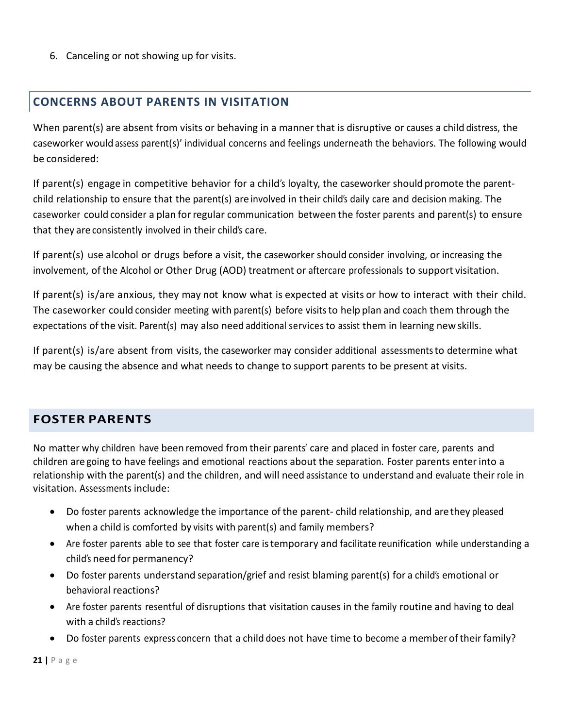6. Canceling or not showing up for visits.

## CONCERNS ABOUT PARENTS IN VISITATION

When parent(s) are absent from visits or behaving in a manner that is disruptive or causes a child distress, the caseworker would assess parent(s)' individual concerns and feelings underneath the behaviors. The following would be considered:

If parent(s) engage in competitive behavior for a child's loyalty, the caseworker should promote the parent-child relationship to ensure that the parent(s) are involved in their child's daily care and decision making. The caseworker could consider a plan for regular communication between the foster parents and parent(s) to ensure that they are consistently involved in their child's care.

If parent(s) use alcohol or drugs before a visit, the caseworker should consider involving, or increasing the involvement, of the Alcohol or Other Drug (AOD) treatment or aftercare professionals to support visitation.

If parent(s) is/are anxious, they may not know what is expected at visits or how to interact with their child. The caseworker could consider meeting with parent(s) before visits to help plan and coach them through the expectations of the visit. Parent(s) may also need additional services to assist them in learning new skills.

If parent(s) is/are absent from visits, the caseworker may consider additional assessments to determine what may be causing the absence and what needs to change to support parents to be present at visits.

## FOSTER PARENTS

No matter why children have been removed from their parents' care and placed in foster care, parents and children are going to have feelings and emotional reactions about the separation. Foster parents enter into a relationship with the parent(s) and the children, and will need assistance to understand and evaluate their role in visitation. Assessments include:

- Do foster parents acknowledge the importance of the parent- child relationship, and are they pleased when a child is comforted by visits with parent(s) and family members?
- Are foster parents able to see that foster care is temporary and facilitate reunification while understanding a child's need for permanency?
- Do foster parents understand separation/grief and resist blaming parent(s) for a child's emotional or behavioral reactions?
- Are foster parents resentful of disruptions that visitation causes in the family routine and having to deal with a child's reactions?
- Do foster parents express concern that a child does not have time to become a member of their family?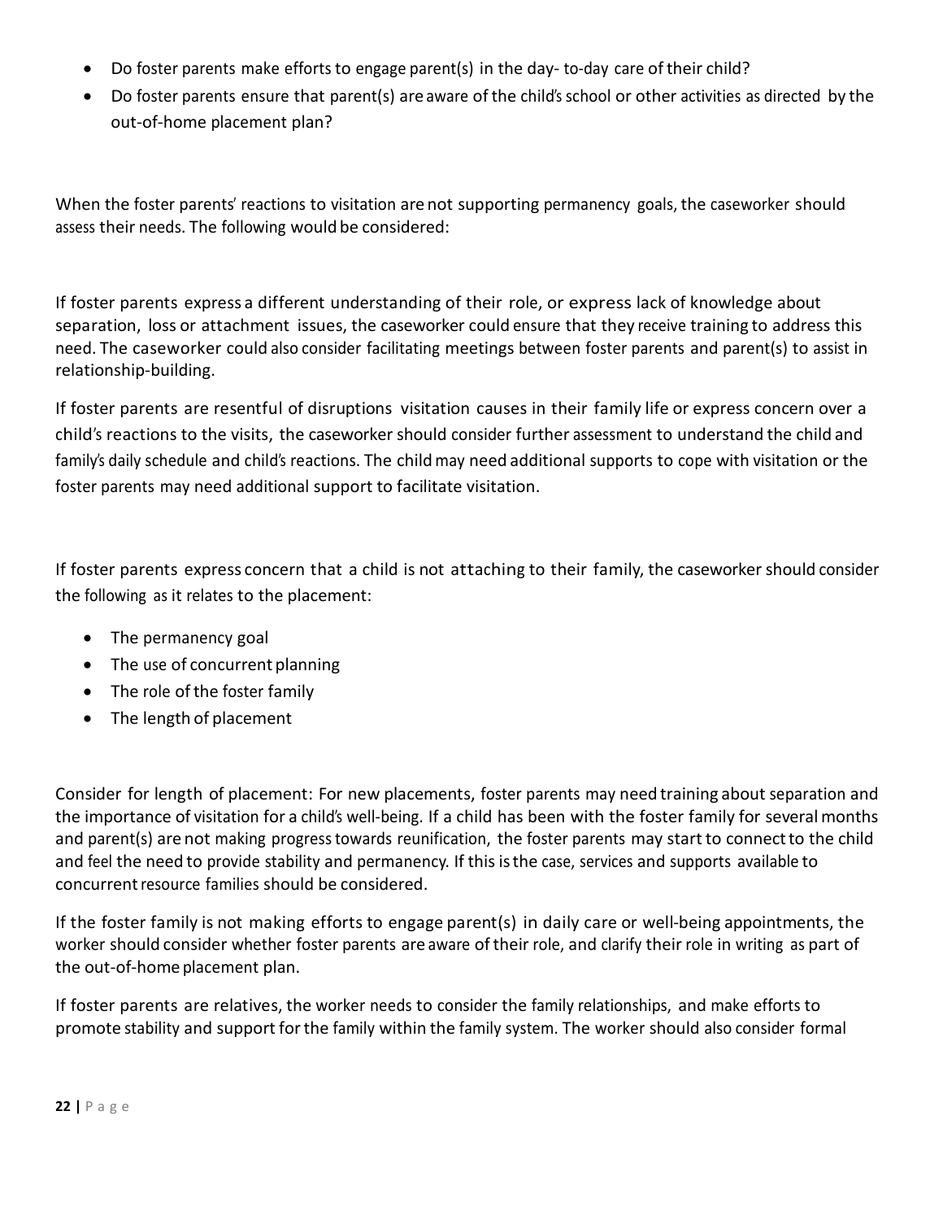- Do foster parents make efforts to engage parent(s) in the day- to-day care of their child?
- Do foster parents ensure that parent(s) are aware of the child's school or other activities as directed by the out-of-home placement plan?

When the foster parents' reactions to visitation are not supporting permanency goals, the caseworker should assess their needs. The following would be considered:

If foster parents express a different understanding of their role, or express lack of knowledge about separation, loss or attachment issues, the caseworker could ensure that they receive training to address this need. The caseworker could also consider facilitating meetings between foster parents and parent(s) to assist in relationship-building.

If foster parents are resentful of disruptions visitation causes in their family life or express concern over a child's reactions to the visits, the caseworker should consider further assessment to understand the child and family's daily schedule and child's reactions. The child may need additional supports to cope with visitation or the foster parents may need additional support to facilitate visitation.

If foster parents express concern that a child is not attaching to their family, the caseworker should consider the following as it relates to the placement:

- The permanency goal
- The use of concurrent planning
- The role of the foster family
- The length of placement

Consider for length of placement: For new placements, foster parents may need training about separation and the importance of visitation for a child's well-being. If a child has been with the foster family for several months and parent(s) are not making progress towards reunification, the foster parents may start to connect to the child and feel the need to provide stability and permanency. If this is the case, services and supports available to concurrent resource families should be considered.

If the foster family is not making efforts to engage parent(s) in daily care or well-being appointments, the worker should consider whether foster parents are aware of their role, and clarify their role in writing as part of the out-of-home placement plan.

If foster parents are relatives, the worker needs to consider the family relationships, and make efforts to promote stability and support for the family within the family system. The worker should also consider formal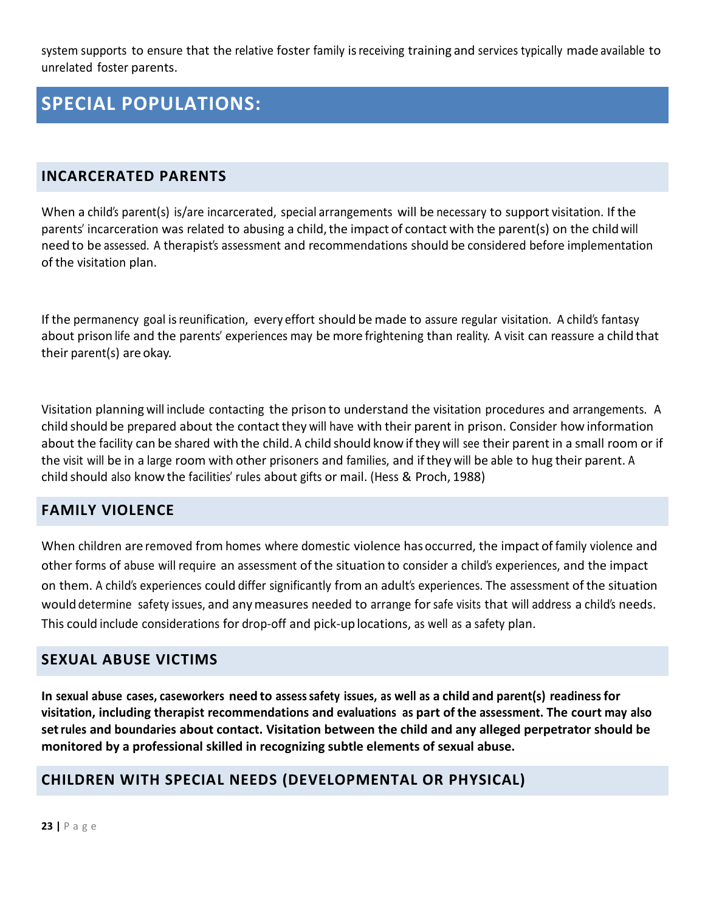system supports to ensure that the relative foster family is receiving training and services typically made available to unrelated foster parents.

## SPECIAL POPULATIONS:

### INCARCERATED PARENTS

When a child's parent(s) is/are incarcerated, special arrangements will be necessary to support visitation. If the parents' incarceration was related to abusing a child, the impact of contact with the parent(s) on the child will need to be assessed. A therapist's assessment and recommendations should be considered before implementation of the visitation plan.

If the permanency goal is reunification, every effort should be made to assure regular visitation. A child's fantasy about prison life and the parents' experiences may be more frightening than reality. A visit can reassure a child that their parent(s) are okay.

Visitation planning will include contacting the prison to understand the visitation procedures and arrangements. A child should be prepared about the contact they will have with their parent in prison. Consider how information about the facility can be shared with the child. A child should know if they will see their parent in a small room or if the visit will be in a large room with other prisoners and families, and if they will be able to hug their parent. A child should also know the facilities' rules about gifts or mail. (Hess & Proch, 1988)

### FAMILY VIOLENCE

When children are removed from homes where domestic violence has occurred, the impact of family violence and other forms of abuse will require an assessment of the situation to consider a child's experiences, and the impact on them. A child's experiences could differ significantly from an adult's experiences. The assessment of the situation would determine safety issues, and any measures needed to arrange for safe visits that will address a child's needs. This could include considerations for drop-off and pick-up locations, as well as a safety plan.

### SEXUAL ABUSE VICTIMS

**In sexual abuse cases, caseworkers need to assess safety issues, as well as a child and parent(s) readiness for visitation, including therapist recommendations and evaluations as part of the assessment. The court may also set rules and boundaries about contact. Visitation between the child and any alleged perpetrator should be monitored by a professional skilled in recognizing subtle elements of sexual abuse.**

### CHILDREN WITH SPECIAL NEEDS (DEVELOPMENTAL OR PHYSICAL)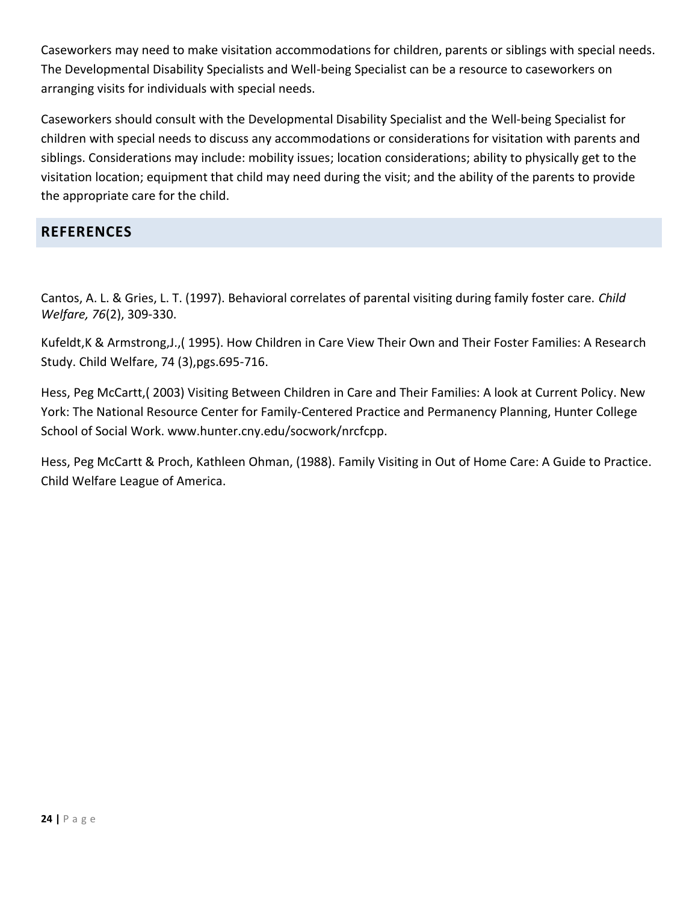Caseworkers may need to make visitation accommodations for children, parents or siblings with special needs. The Developmental Disability Specialists and Well-being Specialist can be a resource to caseworkers on arranging visits for individuals with special needs.

Caseworkers should consult with the Developmental Disability Specialist and the Well-being Specialist for children with special needs to discuss any accommodations or considerations for visitation with parents and siblings. Considerations may include: mobility issues; location considerations; ability to physically get to the visitation location; equipment that child may need during the visit; and the ability of the parents to provide the appropriate care for the child.

## REFERENCES

Cantos, A. L. & Gries, L. T. (1997). Behavioral correlates of parental visiting during family foster care. *Child Welfare, 76*(2), 309-330.

Kufeldt,K & Armstrong,J.,( 1995). How Children in Care View Their Own and Their Foster Families: A Research Study. Child Welfare, 74 (3),pgs.695-716.

Hess, Peg McCartt,( 2003) Visiting Between Children in Care and Their Families: A look at Current Policy. New York: The National Resource Center for Family-Centered Practice and Permanency Planning, Hunter College School of Social Work. www.hunter.cny.edu/socwork/nrcfcpp.

Hess, Peg McCartt & Proch, Kathleen Ohman, (1988). Family Visiting in Out of Home Care: A Guide to Practice. Child Welfare League of America.